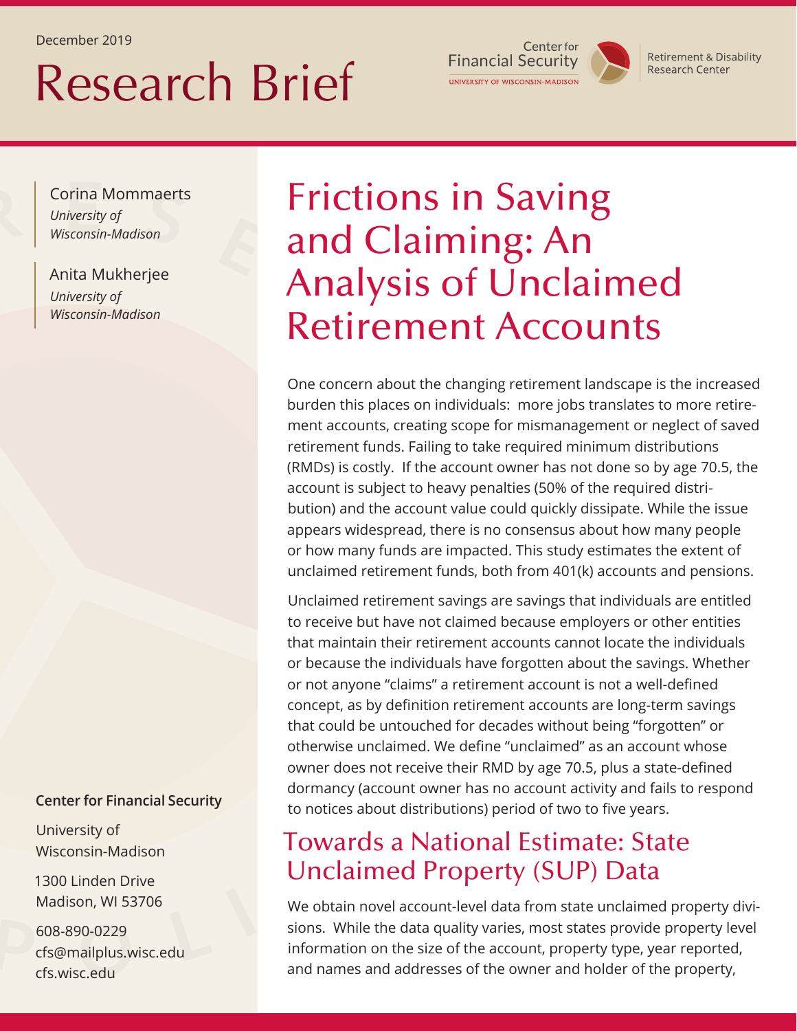December 2019

# Research Brief

Center for Financial Security
UNIVERSITY OF WISCONSIN-MADISON

Retirement & Disability Research Center

Corina Mommaerts
*University of Wisconsin-Madison*

Anita Mukherjee
*University of Wisconsin-Madison*

**Center for Financial Security**

University of Wisconsin-Madison

1300 Linden Drive
Madison, WI 53706

608-890-0229
cfs@mailplus.wisc.edu
cfs.wisc.edu

# Frictions in Saving and Claiming: An Analysis of Unclaimed Retirement Accounts

One concern about the changing retirement landscape is the increased burden this places on individuals: more jobs translates to more retirement accounts, creating scope for mismanagement or neglect of saved retirement funds. Failing to take required minimum distributions (RMDs) is costly. If the account owner has not done so by age 70.5, the account is subject to heavy penalties (50% of the required distribution) and the account value could quickly dissipate. While the issue appears widespread, there is no consensus about how many people or how many funds are impacted. This study estimates the extent of unclaimed retirement funds, both from 401(k) accounts and pensions.

Unclaimed retirement savings are savings that individuals are entitled to receive but have not claimed because employers or other entities that maintain their retirement accounts cannot locate the individuals or because the individuals have forgotten about the savings. Whether or not anyone "claims" a retirement account is not a well-defined concept, as by definition retirement accounts are long-term savings that could be untouched for decades without being "forgotten" or otherwise unclaimed. We define "unclaimed" as an account whose owner does not receive their RMD by age 70.5, plus a state-defined dormancy (account owner has no account activity and fails to respond to notices about distributions) period of two to five years.

## Towards a National Estimate: State Unclaimed Property (SUP) Data

We obtain novel account-level data from state unclaimed property divisions. While the data quality varies, most states provide property level information on the size of the account, property type, year reported, and names and addresses of the owner and holder of the property,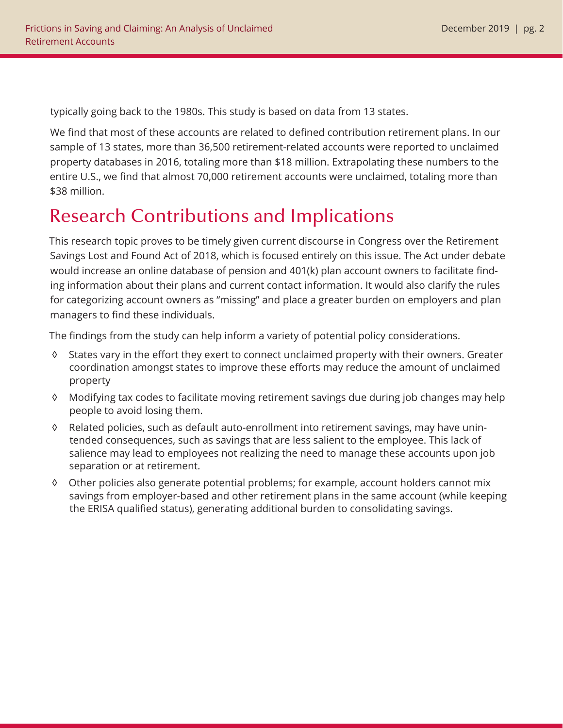typically going back to the 1980s. This study is based on data from 13 states.

We find that most of these accounts are related to defined contribution retirement plans. In our sample of 13 states, more than 36,500 retirement-related accounts were reported to unclaimed property databases in 2016, totaling more than $18 million. Extrapolating these numbers to the entire U.S., we find that almost 70,000 retirement accounts were unclaimed, totaling more than $38 million.

# Research Contributions and Implications

This research topic proves to be timely given current discourse in Congress over the Retirement Savings Lost and Found Act of 2018, which is focused entirely on this issue. The Act under debate would increase an online database of pension and 401(k) plan account owners to facilitate finding information about their plans and current contact information. It would also clarify the rules for categorizing account owners as "missing" and place a greater burden on employers and plan managers to find these individuals.

The findings from the study can help inform a variety of potential policy considerations.

- States vary in the effort they exert to connect unclaimed property with their owners. Greater coordination amongst states to improve these efforts may reduce the amount of unclaimed property
- Modifying tax codes to facilitate moving retirement savings due during job changes may help people to avoid losing them.
- Related policies, such as default auto-enrollment into retirement savings, may have unintended consequences, such as savings that are less salient to the employee. This lack of salience may lead to employees not realizing the need to manage these accounts upon job separation or at retirement.
- Other policies also generate potential problems; for example, account holders cannot mix savings from employer-based and other retirement plans in the same account (while keeping the ERISA qualified status), generating additional burden to consolidating savings.